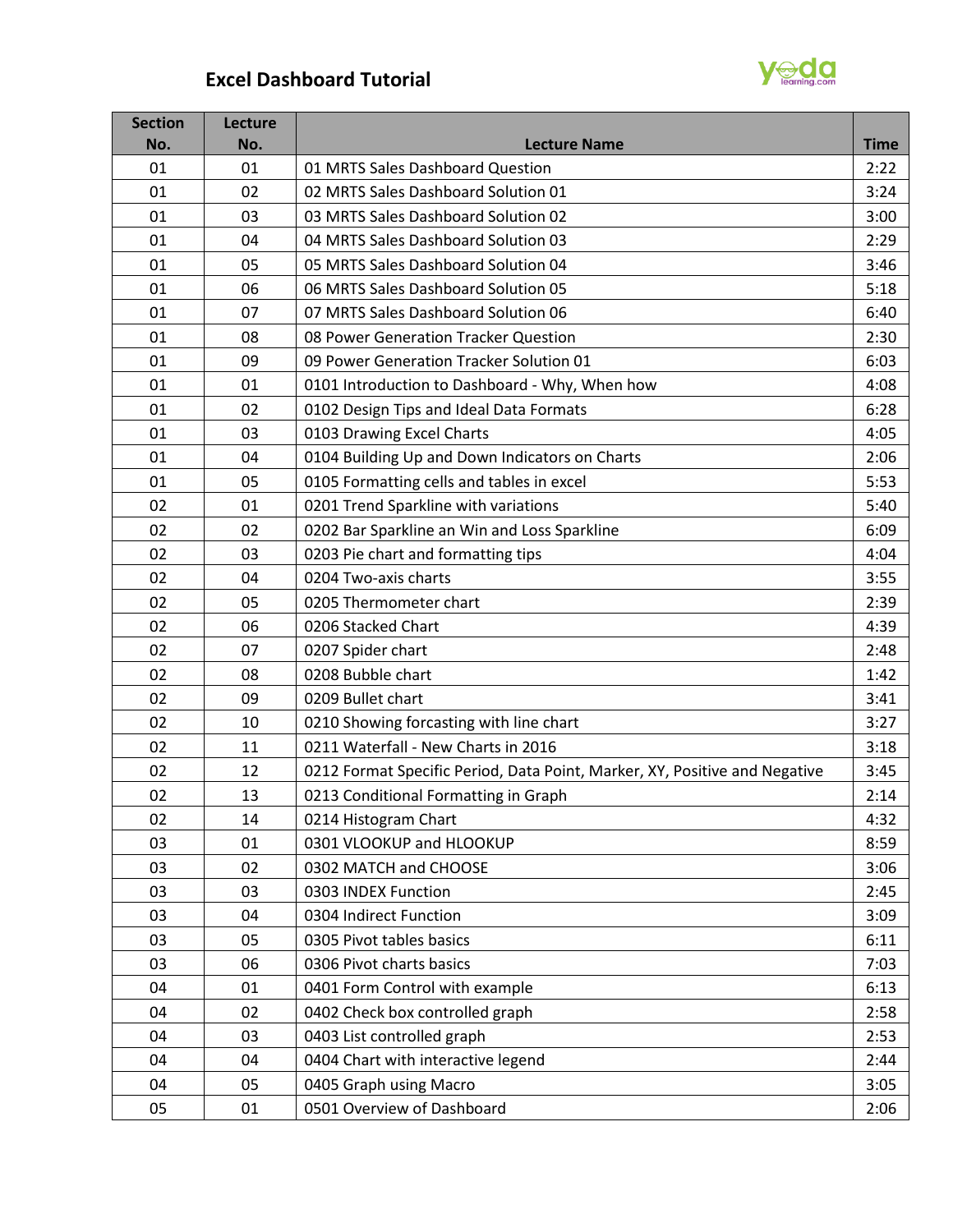# Excel Dashboard Tutorial

| Section No. | Lecture No. | Lecture Name | Time |
|---|---|---|---|
| 01 | 01 | 01 MRTS Sales Dashboard Question | 2:22 |
| 01 | 02 | 02 MRTS Sales Dashboard Solution 01 | 3:24 |
| 01 | 03 | 03 MRTS Sales Dashboard Solution 02 | 3:00 |
| 01 | 04 | 04 MRTS Sales Dashboard Solution 03 | 2:29 |
| 01 | 05 | 05 MRTS Sales Dashboard Solution 04 | 3:46 |
| 01 | 06 | 06 MRTS Sales Dashboard Solution 05 | 5:18 |
| 01 | 07 | 07 MRTS Sales Dashboard Solution 06 | 6:40 |
| 01 | 08 | 08 Power Generation Tracker Question | 2:30 |
| 01 | 09 | 09 Power Generation Tracker Solution 01 | 6:03 |
| 01 | 01 | 0101 Introduction to Dashboard - Why, When how | 4:08 |
| 01 | 02 | 0102 Design Tips and Ideal Data Formats | 6:28 |
| 01 | 03 | 0103 Drawing Excel Charts | 4:05 |
| 01 | 04 | 0104 Building Up and Down Indicators on Charts | 2:06 |
| 01 | 05 | 0105 Formatting cells and tables in excel | 5:53 |
| 02 | 01 | 0201 Trend Sparkline with variations | 5:40 |
| 02 | 02 | 0202 Bar Sparkline an Win and Loss Sparkline | 6:09 |
| 02 | 03 | 0203 Pie chart and formatting tips | 4:04 |
| 02 | 04 | 0204 Two-axis charts | 3:55 |
| 02 | 05 | 0205 Thermometer chart | 2:39 |
| 02 | 06 | 0206 Stacked Chart | 4:39 |
| 02 | 07 | 0207 Spider chart | 2:48 |
| 02 | 08 | 0208 Bubble chart | 1:42 |
| 02 | 09 | 0209 Bullet chart | 3:41 |
| 02 | 10 | 0210 Showing forcasting with line chart | 3:27 |
| 02 | 11 | 0211 Waterfall - New Charts in 2016 | 3:18 |
| 02 | 12 | 0212 Format Specific Period, Data Point, Marker, XY, Positive and Negative | 3:45 |
| 02 | 13 | 0213 Conditional Formatting in Graph | 2:14 |
| 02 | 14 | 0214 Histogram Chart | 4:32 |
| 03 | 01 | 0301 VLOOKUP and HLOOKUP | 8:59 |
| 03 | 02 | 0302 MATCH and CHOOSE | 3:06 |
| 03 | 03 | 0303 INDEX Function | 2:45 |
| 03 | 04 | 0304 Indirect Function | 3:09 |
| 03 | 05 | 0305 Pivot tables basics | 6:11 |
| 03 | 06 | 0306 Pivot charts basics | 7:03 |
| 04 | 01 | 0401 Form Control with example | 6:13 |
| 04 | 02 | 0402 Check box controlled graph | 2:58 |
| 04 | 03 | 0403 List controlled graph | 2:53 |
| 04 | 04 | 0404 Chart with interactive legend | 2:44 |
| 04 | 05 | 0405 Graph using Macro | 3:05 |
| 05 | 01 | 0501 Overview of Dashboard | 2:06 |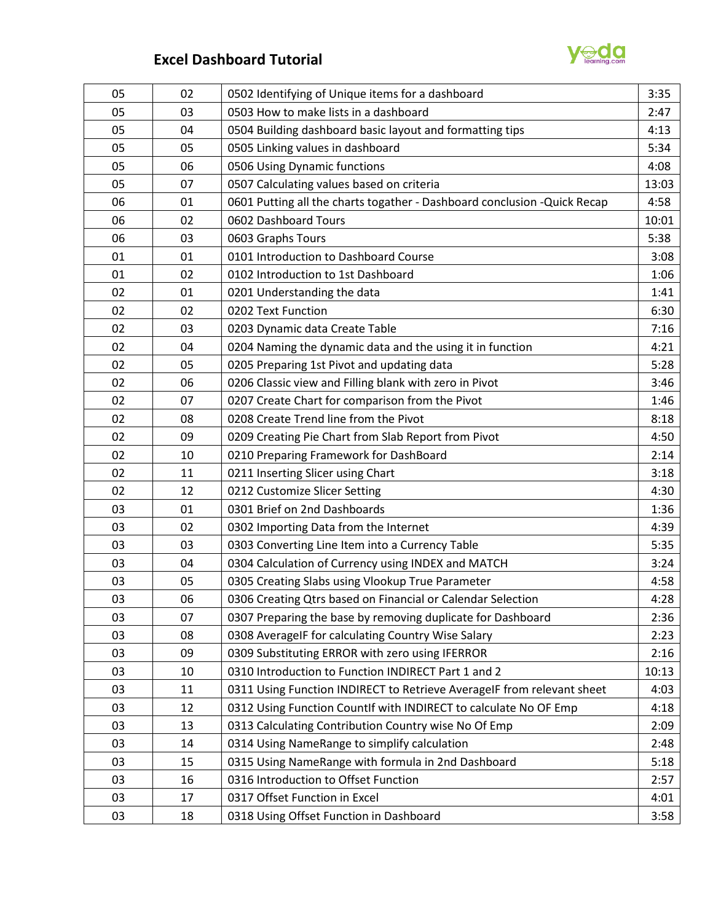# Excel Dashboard Tutorial

| | | | |
|---|---|---|---|
| 05 | 02 | 0502 Identifying of Unique items for a dashboard | 3:35 |
| 05 | 03 | 0503 How to make lists in a dashboard | 2:47 |
| 05 | 04 | 0504 Building dashboard basic layout and formatting tips | 4:13 |
| 05 | 05 | 0505 Linking values in dashboard | 5:34 |
| 05 | 06 | 0506 Using Dynamic functions | 4:08 |
| 05 | 07 | 0507 Calculating values based on criteria | 13:03 |
| 06 | 01 | 0601 Putting all the charts togather - Dashboard conclusion -Quick Recap | 4:58 |
| 06 | 02 | 0602 Dashboard Tours | 10:01 |
| 06 | 03 | 0603 Graphs Tours | 5:38 |
| 01 | 01 | 0101 Introduction to Dashboard Course | 3:08 |
| 01 | 02 | 0102 Introduction to 1st Dashboard | 1:06 |
| 02 | 01 | 0201 Understanding the data | 1:41 |
| 02 | 02 | 0202 Text Function | 6:30 |
| 02 | 03 | 0203 Dynamic data Create Table | 7:16 |
| 02 | 04 | 0204 Naming the dynamic data and the using it in function | 4:21 |
| 02 | 05 | 0205 Preparing 1st Pivot and updating data | 5:28 |
| 02 | 06 | 0206 Classic view and Filling blank with zero in Pivot | 3:46 |
| 02 | 07 | 0207 Create Chart for comparison from the Pivot | 1:46 |
| 02 | 08 | 0208 Create Trend line from the Pivot | 8:18 |
| 02 | 09 | 0209 Creating Pie Chart from Slab Report from Pivot | 4:50 |
| 02 | 10 | 0210 Preparing Framework for DashBoard | 2:14 |
| 02 | 11 | 0211 Inserting Slicer using Chart | 3:18 |
| 02 | 12 | 0212 Customize Slicer Setting | 4:30 |
| 03 | 01 | 0301 Brief on 2nd Dashboards | 1:36 |
| 03 | 02 | 0302 Importing Data from the Internet | 4:39 |
| 03 | 03 | 0303 Converting Line Item into a Currency Table | 5:35 |
| 03 | 04 | 0304 Calculation of Currency using INDEX and MATCH | 3:24 |
| 03 | 05 | 0305 Creating Slabs using Vlookup True Parameter | 4:58 |
| 03 | 06 | 0306 Creating Qtrs based on Financial or Calendar Selection | 4:28 |
| 03 | 07 | 0307 Preparing the base by removing duplicate for Dashboard | 2:36 |
| 03 | 08 | 0308 AverageIF for calculating Country Wise Salary | 2:23 |
| 03 | 09 | 0309 Substituting ERROR with zero using IFERROR | 2:16 |
| 03 | 10 | 0310 Introduction to Function INDIRECT Part 1 and 2 | 10:13 |
| 03 | 11 | 0311 Using Function INDIRECT to Retrieve AverageIF from relevant sheet | 4:03 |
| 03 | 12 | 0312 Using Function CountIf with INDIRECT to calculate No OF Emp | 4:18 |
| 03 | 13 | 0313 Calculating Contribution Country wise No Of Emp | 2:09 |
| 03 | 14 | 0314 Using NameRange to simplify calculation | 2:48 |
| 03 | 15 | 0315 Using NameRange with formula in 2nd Dashboard | 5:18 |
| 03 | 16 | 0316 Introduction to Offset Function | 2:57 |
| 03 | 17 | 0317 Offset Function in Excel | 4:01 |
| 03 | 18 | 0318 Using Offset Function in Dashboard | 3:58 |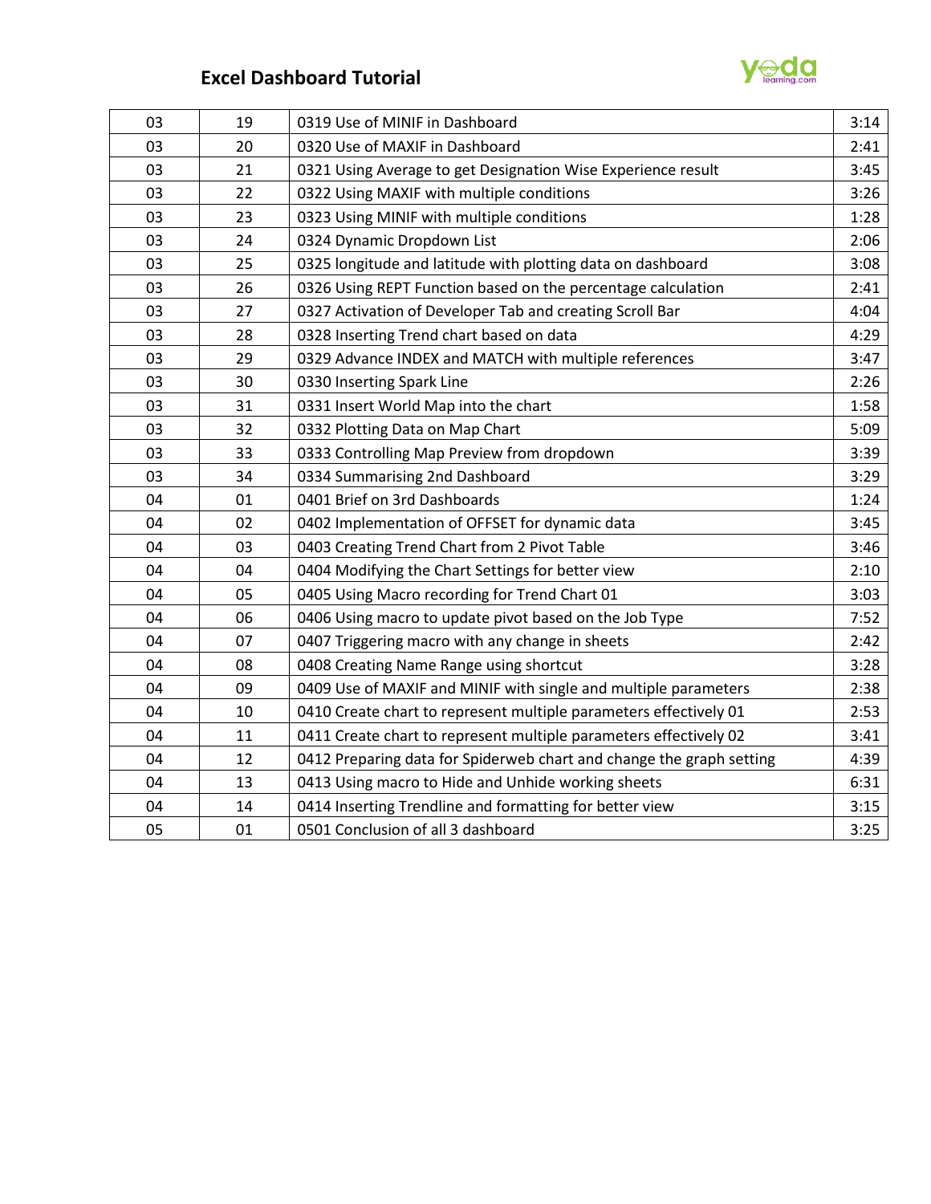| | | | |
|---|---|---|---|
| 03 | 19 | 0319 Use of MINIF in Dashboard | 3:14 |
| 03 | 20 | 0320 Use of MAXIF in Dashboard | 2:41 |
| 03 | 21 | 0321 Using Average to get Designation Wise Experience result | 3:45 |
| 03 | 22 | 0322 Using MAXIF with multiple conditions | 3:26 |
| 03 | 23 | 0323 Using MINIF with multiple conditions | 1:28 |
| 03 | 24 | 0324 Dynamic Dropdown List | 2:06 |
| 03 | 25 | 0325 longitude and latitude with plotting data on dashboard | 3:08 |
| 03 | 26 | 0326 Using REPT Function based on the percentage calculation | 2:41 |
| 03 | 27 | 0327 Activation of Developer Tab and creating Scroll Bar | 4:04 |
| 03 | 28 | 0328 Inserting Trend chart based on data | 4:29 |
| 03 | 29 | 0329 Advance INDEX and MATCH with multiple references | 3:47 |
| 03 | 30 | 0330 Inserting Spark Line | 2:26 |
| 03 | 31 | 0331 Insert World Map into the chart | 1:58 |
| 03 | 32 | 0332 Plotting Data on Map Chart | 5:09 |
| 03 | 33 | 0333 Controlling Map Preview from dropdown | 3:39 |
| 03 | 34 | 0334 Summarising 2nd Dashboard | 3:29 |
| 04 | 01 | 0401 Brief on 3rd Dashboards | 1:24 |
| 04 | 02 | 0402 Implementation of OFFSET for dynamic data | 3:45 |
| 04 | 03 | 0403 Creating Trend Chart from 2 Pivot Table | 3:46 |
| 04 | 04 | 0404 Modifying the Chart Settings for better view | 2:10 |
| 04 | 05 | 0405 Using Macro recording for Trend Chart 01 | 3:03 |
| 04 | 06 | 0406 Using macro to update pivot based on the Job Type | 7:52 |
| 04 | 07 | 0407 Triggering macro with any change in sheets | 2:42 |
| 04 | 08 | 0408 Creating Name Range using shortcut | 3:28 |
| 04 | 09 | 0409 Use of MAXIF and MINIF with single and multiple parameters | 2:38 |
| 04 | 10 | 0410 Create chart to represent multiple parameters effectively 01 | 2:53 |
| 04 | 11 | 0411 Create chart to represent multiple parameters effectively 02 | 3:41 |
| 04 | 12 | 0412 Preparing data for Spiderweb chart and change the graph setting | 4:39 |
| 04 | 13 | 0413 Using macro to Hide and Unhide working sheets | 6:31 |
| 04 | 14 | 0414 Inserting Trendline and formatting for better view | 3:15 |
| 05 | 01 | 0501 Conclusion of all 3 dashboard | 3:25 |